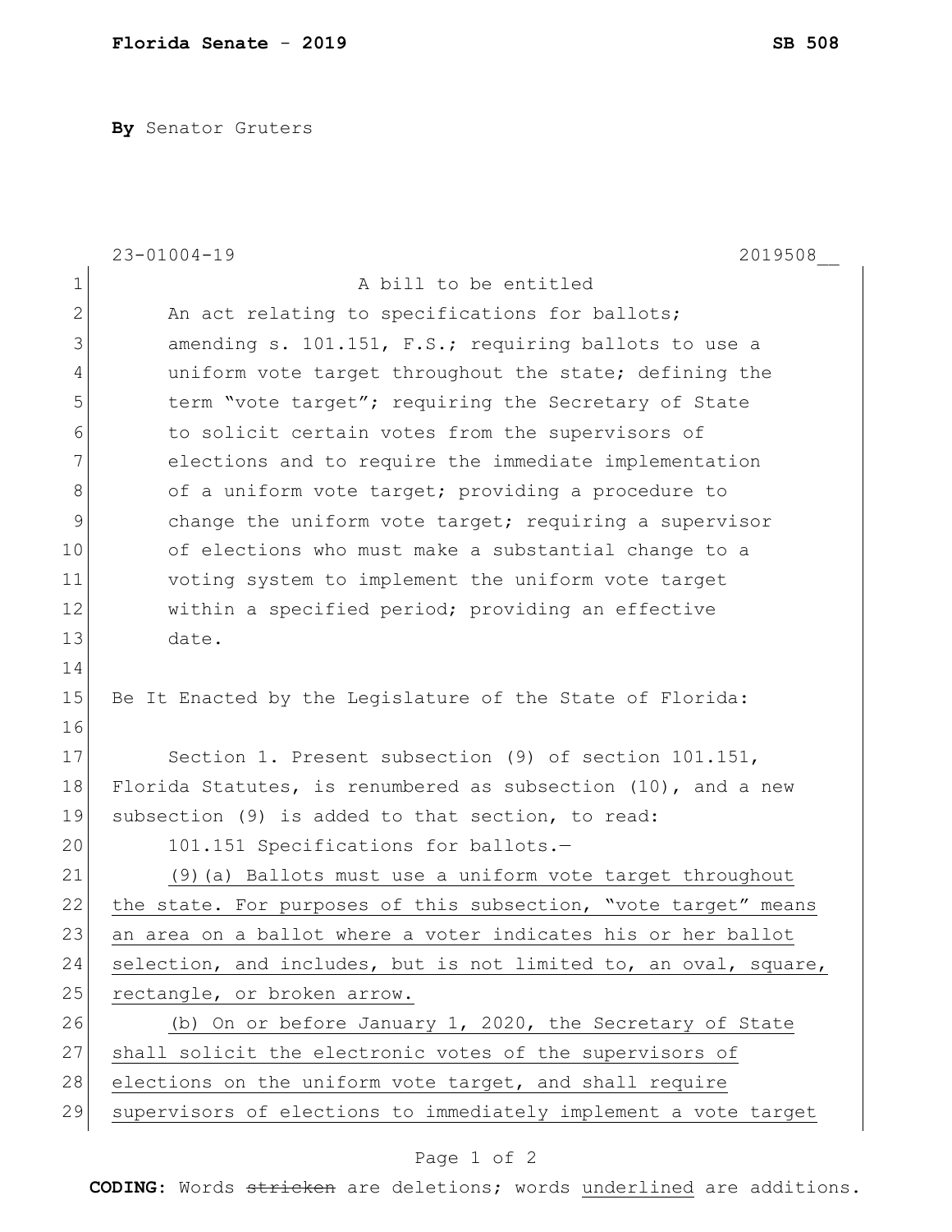**Florida Senate - 2019** **SB 508**

**By** Senator Gruters

23-01004-19 2019508__

A bill to be entitled

An act relating to specifications for ballots; amending s. 101.151, F.S.; requiring ballots to use a uniform vote target throughout the state; defining the term "vote target"; requiring the Secretary of State to solicit certain votes from the supervisors of elections and to require the immediate implementation of a uniform vote target; providing a procedure to change the uniform vote target; requiring a supervisor of elections who must make a substantial change to a voting system to implement the uniform vote target within a specified period; providing an effective date.

Be It Enacted by the Legislature of the State of Florida:

Section 1. Present subsection (9) of section 101.151, Florida Statutes, is renumbered as subsection (10), and a new subsection (9) is added to that section, to read:

101.151 Specifications for ballots.—

<u>(9)(a) Ballots must use a uniform vote target throughout the state. For purposes of this subsection, "vote target" means an area on a ballot where a voter indicates his or her ballot selection, and includes, but is not limited to, an oval, square, rectangle, or broken arrow.</u>

<u>(b) On or before January 1, 2020, the Secretary of State shall solicit the electronic votes of the supervisors of elections on the uniform vote target, and shall require supervisors of elections to immediately implement a vote target</u>

**CODING:** Words ~~stricken~~ are deletions; words <u>underlined</u> are additions.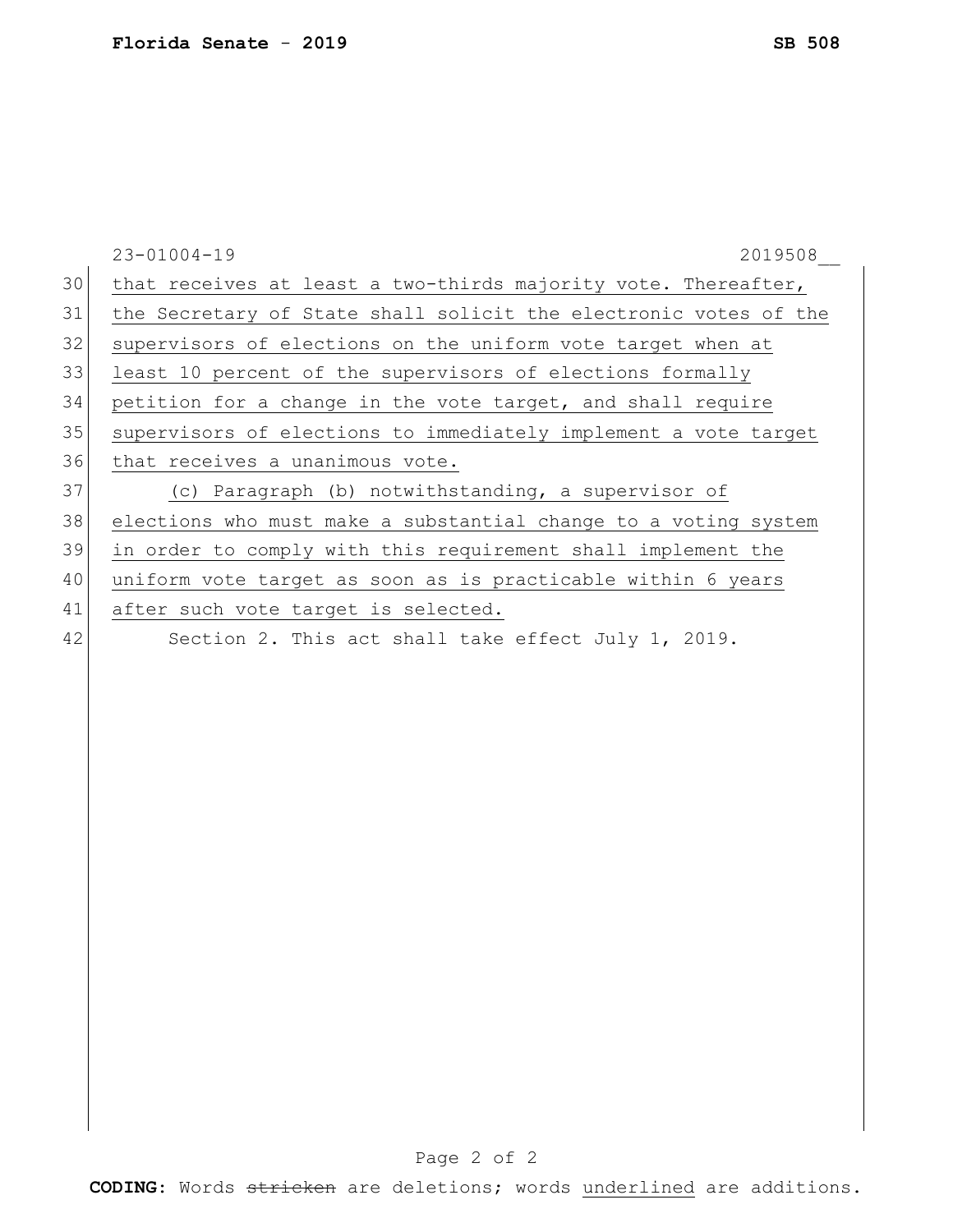23-01004-19 2019508__

30 that receives at least a two-thirds majority vote. Thereafter,
31 the Secretary of State shall solicit the electronic votes of the
32 supervisors of elections on the uniform vote target when at
33 least 10 percent of the supervisors of elections formally
34 petition for a change in the vote target, and shall require
35 supervisors of elections to immediately implement a vote target
36 that receives a unanimous vote.

37 (c) Paragraph (b) notwithstanding, a supervisor of
38 elections who must make a substantial change to a voting system
39 in order to comply with this requirement shall implement the
40 uniform vote target as soon as is practicable within 6 years
41 after such vote target is selected.

42 Section 2. This act shall take effect July 1, 2019.

**CODING:** Words ~~stricken~~ are deletions; words underlined are additions.